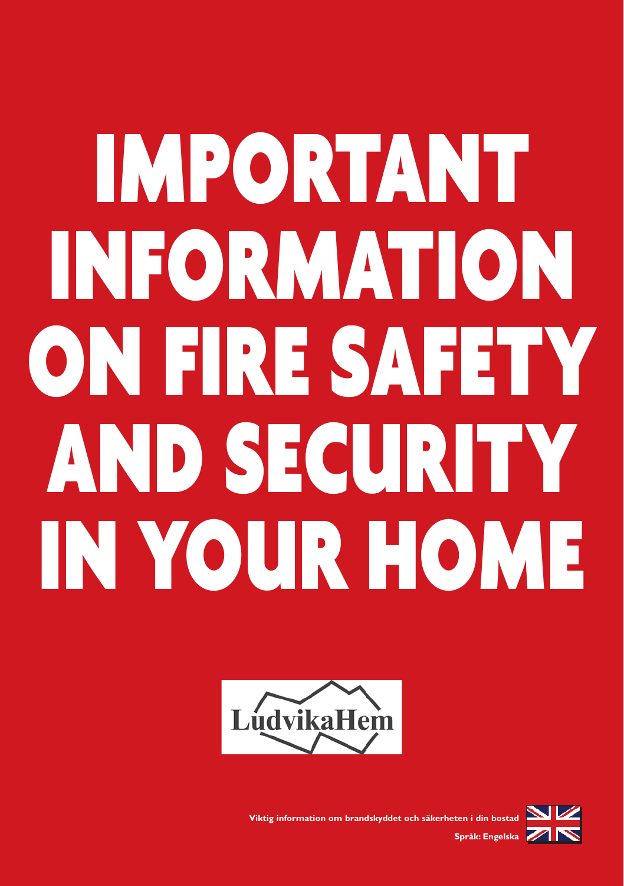# IMPORTANT INFORMATION ON FIRE SAFETY AND SECURITY IN YOUR HOME

LudvikaHem

**Viktig information om brandskyddet och säkerheten i din bostad**

**Språk: Engelska**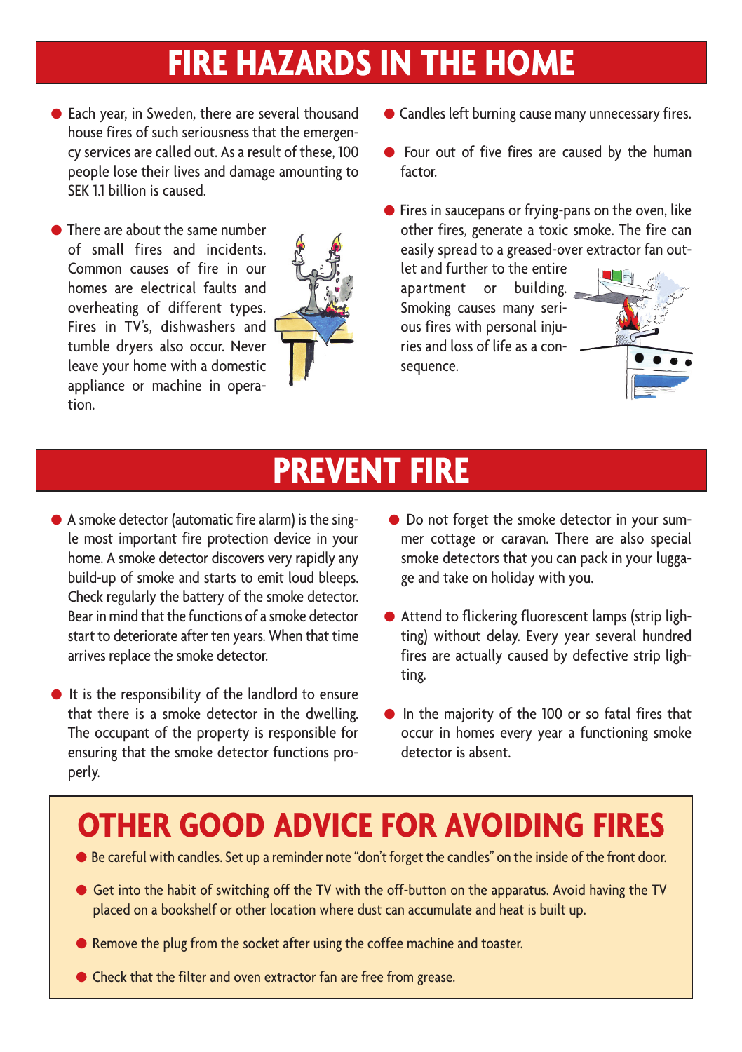# FIRE HAZARDS IN THE HOME

- Each year, in Sweden, there are several thousand house fires of such seriousness that the emergency services are called out. As a result of these, 100 people lose their lives and damage amounting to SEK 1.1 billion is caused.
- There are about the same number of small fires and incidents. Common causes of fire in our homes are electrical faults and overheating of different types. Fires in TV's, dishwashers and tumble dryers also occur. Never leave your home with a domestic appliance or machine in operation.
- Candles left burning cause many unnecessary fires.
- Four out of five fires are caused by the human factor.
- Fires in saucepans or frying-pans on the oven, like other fires, generate a toxic smoke. The fire can easily spread to a greased-over extractor fan outlet and further to the entire apartment or building. Smoking causes many serious fires with personal injuries and loss of life as a consequence.

# PREVENT FIRE

- A smoke detector (automatic fire alarm) is the single most important fire protection device in your home. A smoke detector discovers very rapidly any build-up of smoke and starts to emit loud bleeps. Check regularly the battery of the smoke detector. Bear in mind that the functions of a smoke detector start to deteriorate after ten years. When that time arrives replace the smoke detector.
- It is the responsibility of the landlord to ensure that there is a smoke detector in the dwelling. The occupant of the property is responsible for ensuring that the smoke detector functions properly.
- Do not forget the smoke detector in your summer cottage or caravan. There are also special smoke detectors that you can pack in your luggage and take on holiday with you.
- Attend to flickering fluorescent lamps (strip lighting) without delay. Every year several hundred fires are actually caused by defective strip lighting.
- In the majority of the 100 or so fatal fires that occur in homes every year a functioning smoke detector is absent.

# OTHER GOOD ADVICE FOR AVOIDING FIRES

- Be careful with candles. Set up a reminder note "don't forget the candles" on the inside of the front door.
- Get into the habit of switching off the TV with the off-button on the apparatus. Avoid having the TV placed on a bookshelf or other location where dust can accumulate and heat is built up.
- Remove the plug from the socket after using the coffee machine and toaster.
- Check that the filter and oven extractor fan are free from grease.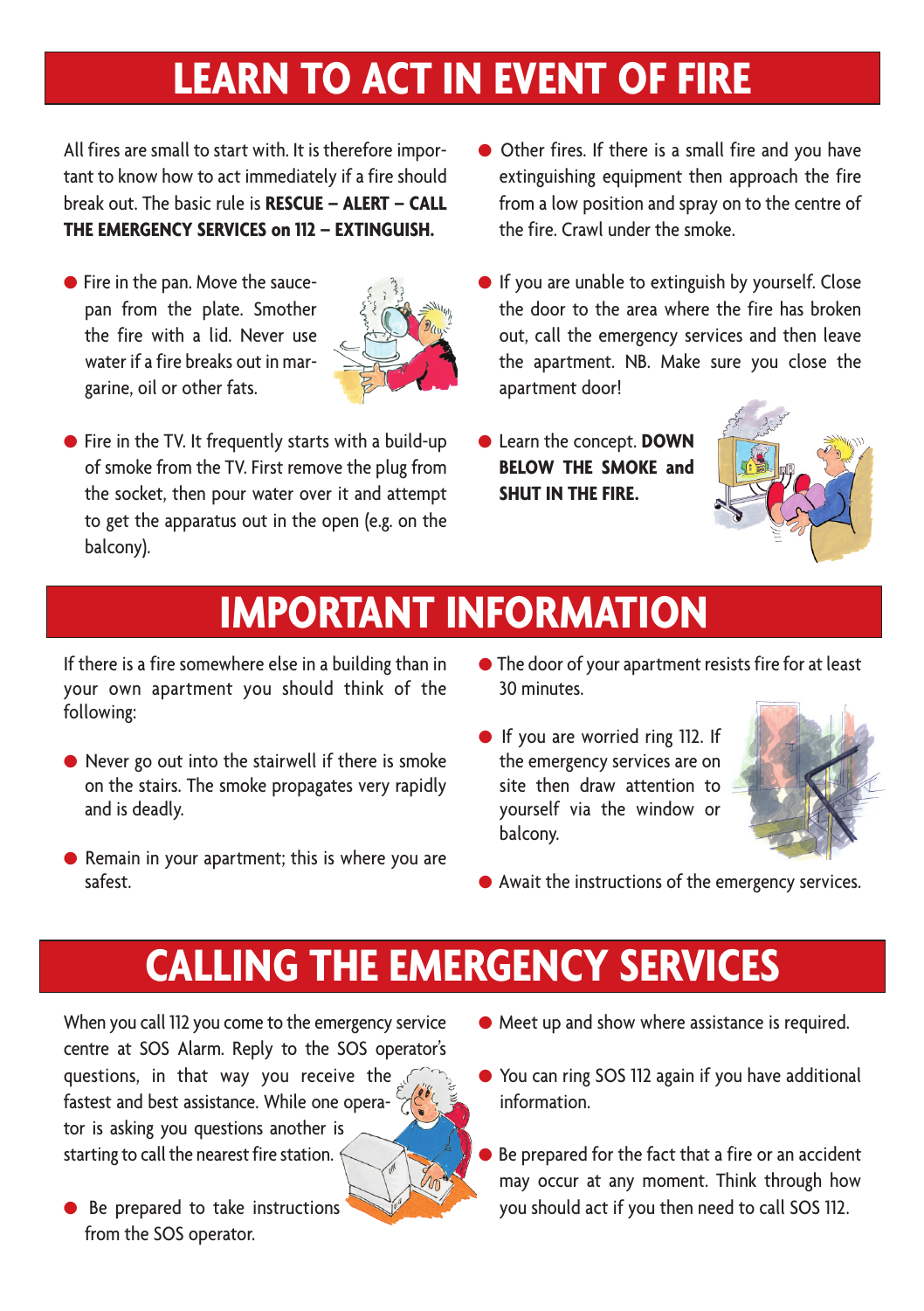# LEARN TO ACT IN EVENT OF FIRE

All fires are small to start with. It is therefore important to know how to act immediately if a fire should break out. The basic rule is **RESCUE – ALERT – CALL THE EMERGENCY SERVICES on 112 – EXTINGUISH.**

- Fire in the pan. Move the saucepan from the plate. Smother the fire with a lid. Never use water if a fire breaks out in margarine, oil or other fats.
- Fire in the TV. It frequently starts with a build-up of smoke from the TV. First remove the plug from the socket, then pour water over it and attempt to get the apparatus out in the open (e.g. on the balcony).
- Other fires. If there is a small fire and you have extinguishing equipment then approach the fire from a low position and spray on to the centre of the fire. Crawl under the smoke.
- If you are unable to extinguish by yourself. Close the door to the area where the fire has broken out, call the emergency services and then leave the apartment. NB. Make sure you close the apartment door!
- Learn the concept. **DOWN BELOW THE SMOKE and SHUT IN THE FIRE.**

# IMPORTANT INFORMATION

If there is a fire somewhere else in a building than in your own apartment you should think of the following:

- Never go out into the stairwell if there is smoke on the stairs. The smoke propagates very rapidly and is deadly.
- Remain in your apartment; this is where you are safest.
- The door of your apartment resists fire for at least 30 minutes.
- If you are worried ring 112. If the emergency services are on site then draw attention to yourself via the window or balcony.
- Await the instructions of the emergency services.

# CALLING THE EMERGENCY SERVICES

When you call 112 you come to the emergency service centre at SOS Alarm. Reply to the SOS operator's questions, in that way you receive the fastest and best assistance. While one operator is asking you questions another is starting to call the nearest fire station.

- Be prepared to take instructions from the SOS operator.
- Meet up and show where assistance is required.
- You can ring SOS 112 again if you have additional information.
- Be prepared for the fact that a fire or an accident may occur at any moment. Think through how you should act if you then need to call SOS 112.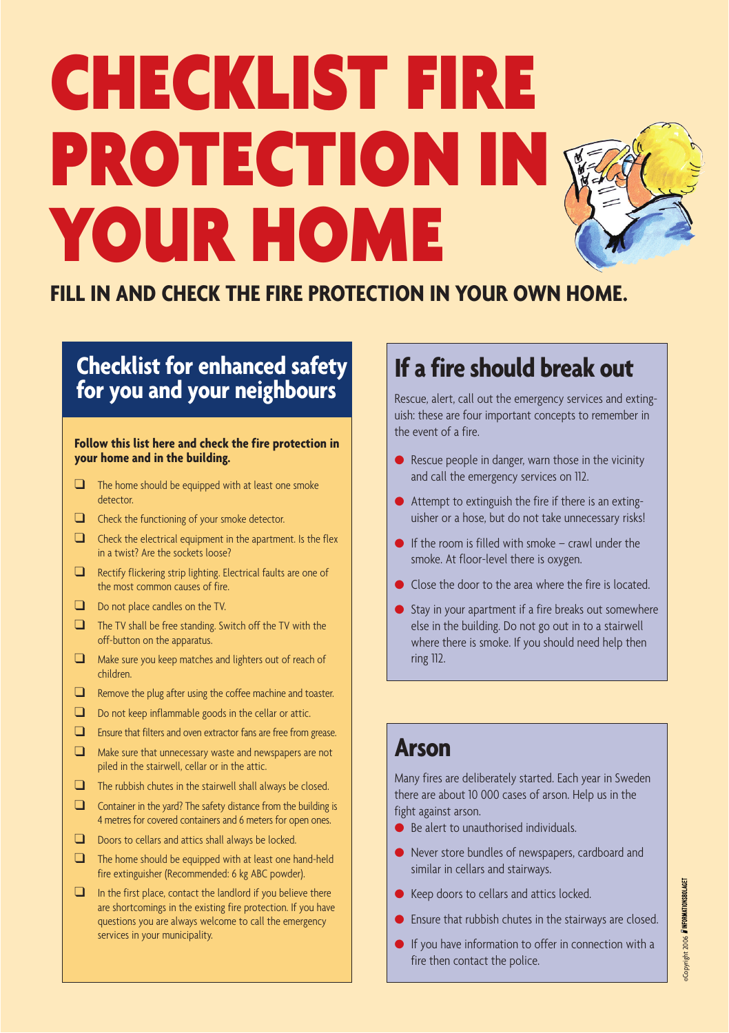# CHECKLIST FIRE PROTECTION IN YOUR HOME

**FILL IN AND CHECK THE FIRE PROTECTION IN YOUR OWN HOME.**

## Checklist for enhanced safety for you and your neighbours

**Follow this list here and check the fire protection in your home and in the building.**

- ❑ The home should be equipped with at least one smoke detector.
- ❑ Check the functioning of your smoke detector.
- ❑ Check the electrical equipment in the apartment. Is the flex in a twist? Are the sockets loose?
- ❑ Rectify flickering strip lighting. Electrical faults are one of the most common causes of fire.
- ❑ Do not place candles on the TV.
- ❑ The TV shall be free standing. Switch off the TV with the off-button on the apparatus.
- ❑ Make sure you keep matches and lighters out of reach of children.
- ❑ Remove the plug after using the coffee machine and toaster.
- ❑ Do not keep inflammable goods in the cellar or attic.
- ❑ Ensure that filters and oven extractor fans are free from grease.
- ❑ Make sure that unnecessary waste and newspapers are not piled in the stairwell, cellar or in the attic.
- ❑ The rubbish chutes in the stairwell shall always be closed.
- ❑ Container in the yard? The safety distance from the building is 4 metres for covered containers and 6 meters for open ones.
- ❑ Doors to cellars and attics shall always be locked.
- ❑ The home should be equipped with at least one hand-held fire extinguisher (Recommended: 6 kg ABC powder).
- ❑ In the first place, contact the landlord if you believe there are shortcomings in the existing fire protection. If you have questions you are always welcome to call the emergency services in your municipality.

## If a fire should break out

Rescue, alert, call out the emergency services and extinguish: these are four important concepts to remember in the event of a fire.

- Rescue people in danger, warn those in the vicinity and call the emergency services on 112.
- Attempt to extinguish the fire if there is an extinguisher or a hose, but do not take unnecessary risks!
- If the room is filled with smoke – crawl under the smoke. At floor-level there is oxygen.
- Close the door to the area where the fire is located.
- Stay in your apartment if a fire breaks out somewhere else in the building. Do not go out in to a stairwell where there is smoke. If you should need help then ring 112.

## Arson

Many fires are deliberately started. Each year in Sweden there are about 10 000 cases of arson. Help us in the fight against arson.

- Be alert to unauthorised individuals.
- Never store bundles of newspapers, cardboard and similar in cellars and stairways.
- Keep doors to cellars and attics locked.
- Ensure that rubbish chutes in the stairways are closed.
- If you have information to offer in connection with a fire then contact the police.

©Copyright 2006 INFORMATIONSBOLAGET